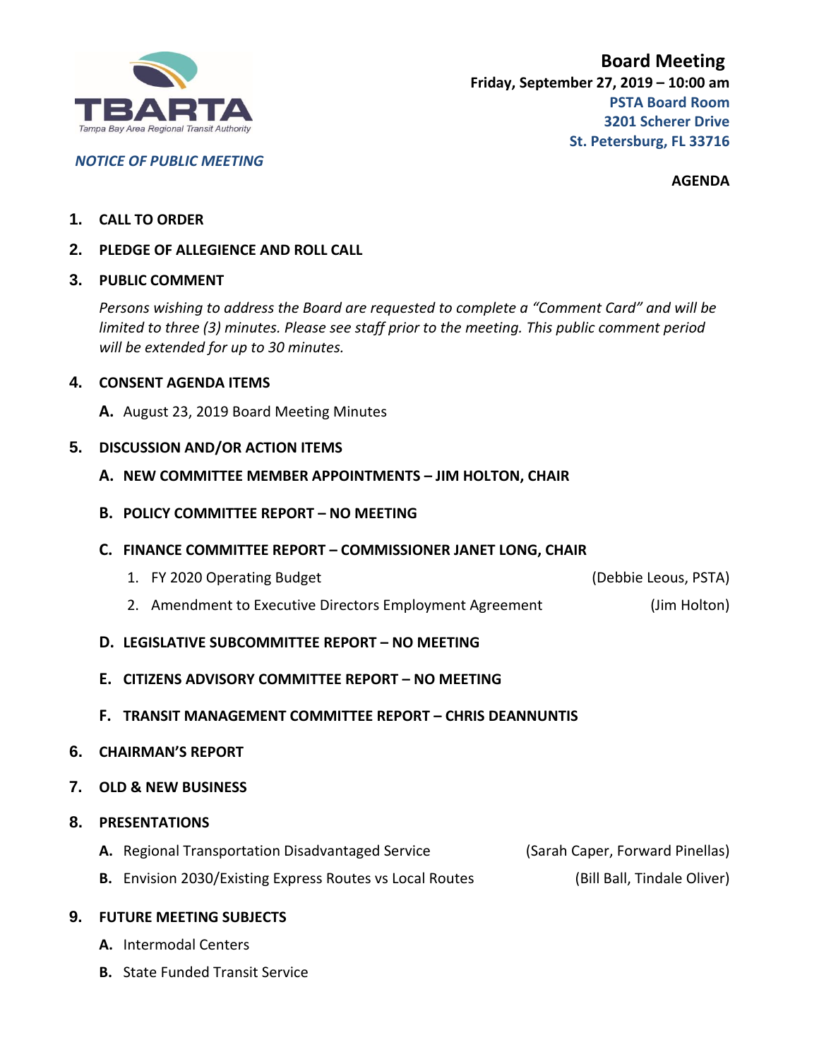**TBARTA**
Tampa Bay Area Regional Transit Authority

*NOTICE OF PUBLIC MEETING*

# Board Meeting

**Friday, September 27, 2019 – 10:00 am**
**PSTA Board Room**
**3201 Scherer Drive**
**St. Petersburg, FL 33716**

**AGENDA**

1. **CALL TO ORDER**

2. **PLEDGE OF ALLEGIENCE AND ROLL CALL**

3. **PUBLIC COMMENT**

   *Persons wishing to address the Board are requested to complete a "Comment Card" and will be limited to three (3) minutes. Please see staff prior to the meeting. This public comment period will be extended for up to 30 minutes.*

4. **CONSENT AGENDA ITEMS**

   **A.** August 23, 2019 Board Meeting Minutes

5. **DISCUSSION AND/OR ACTION ITEMS**

   **A. NEW COMMITTEE MEMBER APPOINTMENTS – JIM HOLTON, CHAIR**

   **B. POLICY COMMITTEE REPORT – NO MEETING**

   **C. FINANCE COMMITTEE REPORT – COMMISSIONER JANET LONG, CHAIR**

   1. FY 2020 Operating Budget (Debbie Leous, PSTA)
   2. Amendment to Executive Directors Employment Agreement (Jim Holton)

   **D. LEGISLATIVE SUBCOMMITTEE REPORT – NO MEETING**

   **E. CITIZENS ADVISORY COMMITTEE REPORT – NO MEETING**

   **F. TRANSIT MANAGEMENT COMMITTEE REPORT – CHRIS DEANNUNTIS**

6. **CHAIRMAN'S REPORT**

7. **OLD & NEW BUSINESS**

8. **PRESENTATIONS**

   **A.** Regional Transportation Disadvantaged Service (Sarah Caper, Forward Pinellas)

   **B.** Envision 2030/Existing Express Routes vs Local Routes (Bill Ball, Tindale Oliver)

9. **FUTURE MEETING SUBJECTS**

   **A.** Intermodal Centers

   **B.** State Funded Transit Service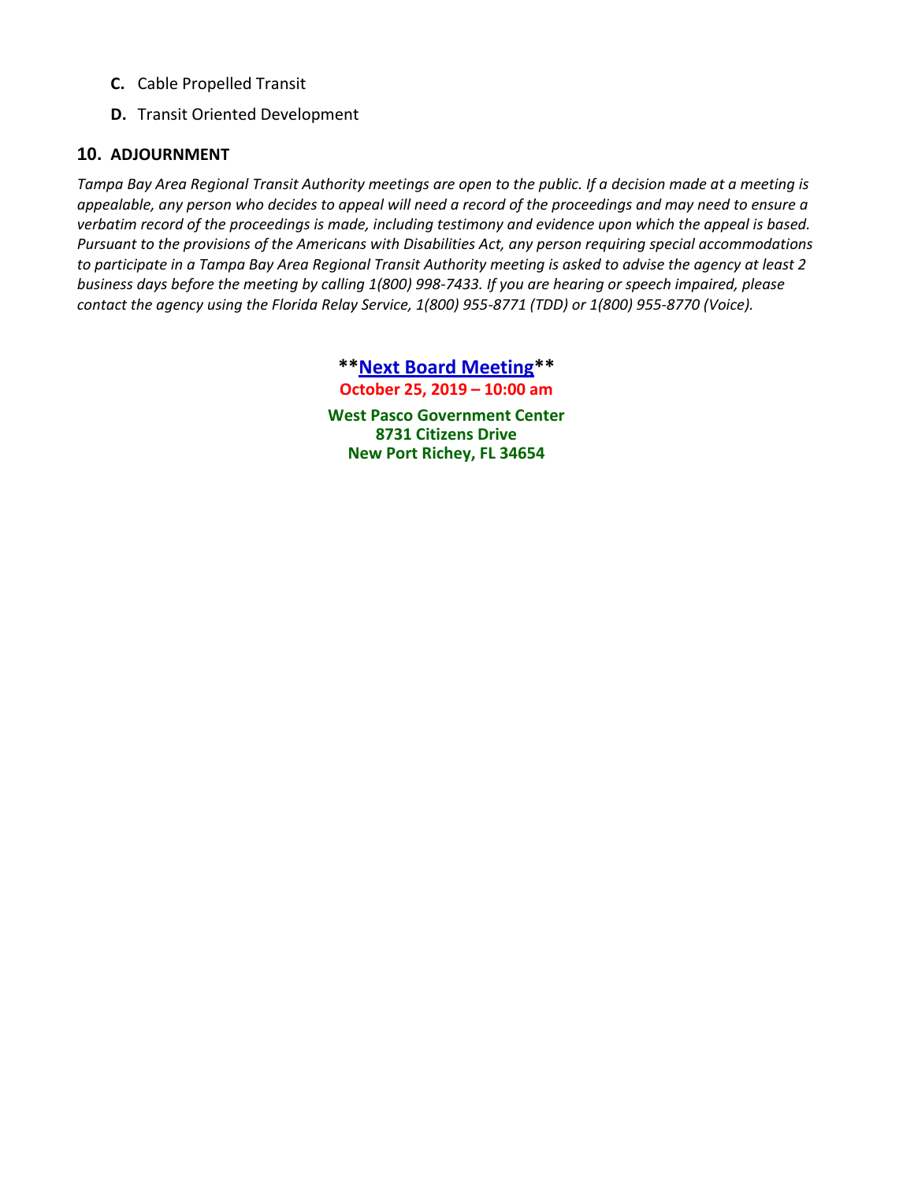- **C.** Cable Propelled Transit
- **D.** Transit Oriented Development

## 10. ADJOURNMENT

*Tampa Bay Area Regional Transit Authority meetings are open to the public. If a decision made at a meeting is appealable, any person who decides to appeal will need a record of the proceedings and may need to ensure a verbatim record of the proceedings is made, including testimony and evidence upon which the appeal is based. Pursuant to the provisions of the Americans with Disabilities Act, any person requiring special accommodations to participate in a Tampa Bay Area Regional Transit Authority meeting is asked to advise the agency at least 2 business days before the meeting by calling 1(800) 998-7433. If you are hearing or speech impaired, please contact the agency using the Florida Relay Service, 1(800) 955-8771 (TDD) or 1(800) 955-8770 (Voice).*

**\*\*Next Board Meeting\*\***

**October 25, 2019 – 10:00 am**

**West Pasco Government Center**
**8731 Citizens Drive**
**New Port Richey, FL 34654**